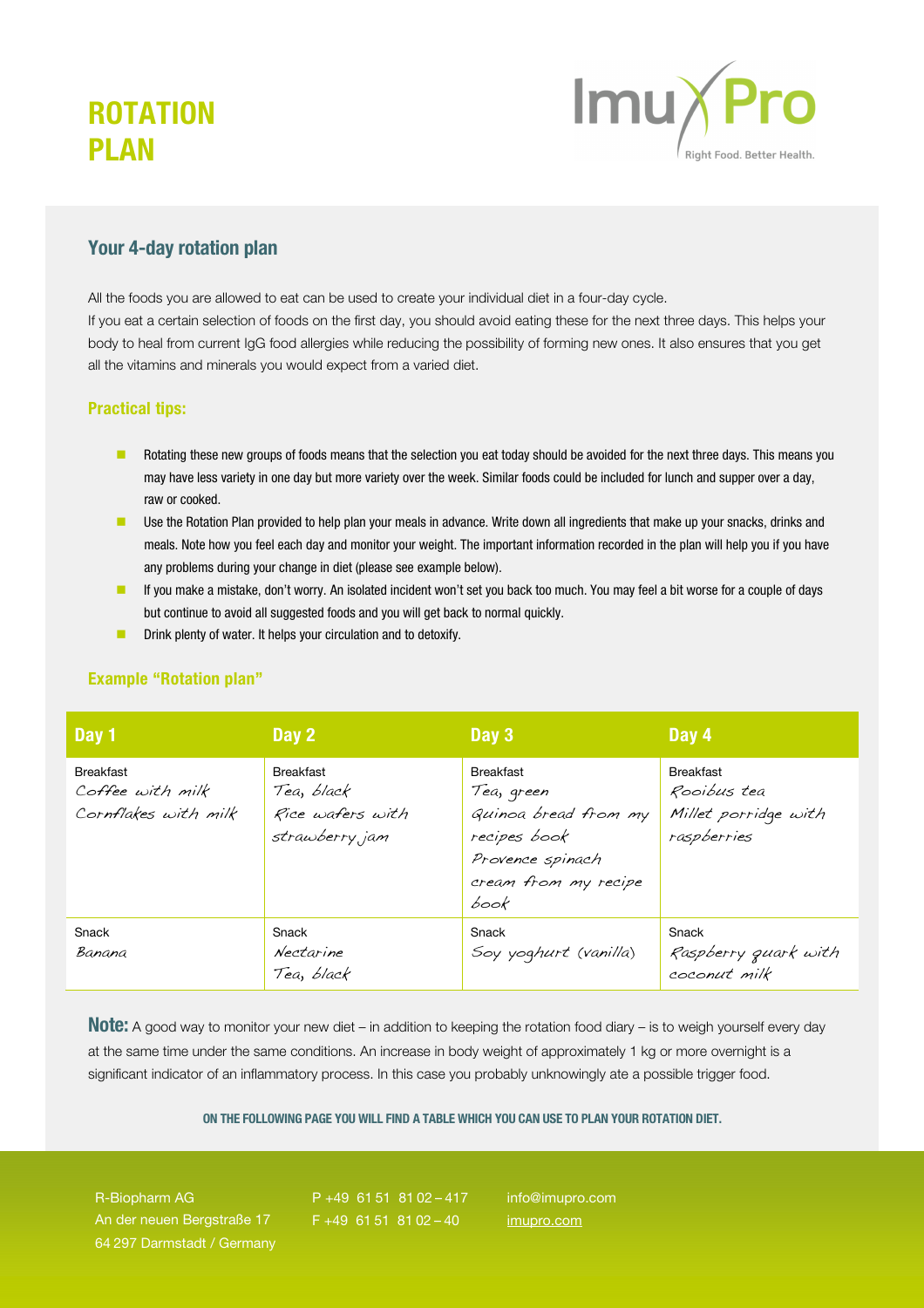# ROTATION PLAN

ImuPro – Right Food. Better Health.

## Your 4-day rotation plan

All the foods you are allowed to eat can be used to create your individual diet in a four-day cycle.
If you eat a certain selection of foods on the first day, you should avoid eating these for the next three days. This helps your body to heal from current IgG food allergies while reducing the possibility of forming new ones. It also ensures that you get all the vitamins and minerals you would expect from a varied diet.

### Practical tips:

- Rotating these new groups of foods means that the selection you eat today should be avoided for the next three days. This means you may have less variety in one day but more variety over the week. Similar foods could be included for lunch and supper over a day, raw or cooked.
- Use the Rotation Plan provided to help plan your meals in advance. Write down all ingredients that make up your snacks, drinks and meals. Note how you feel each day and monitor your weight. The important information recorded in the plan will help you if you have any problems during your change in diet (please see example below).
- If you make a mistake, don't worry. An isolated incident won't set you back too much. You may feel a bit worse for a couple of days but continue to avoid all suggested foods and you will get back to normal quickly.
- Drink plenty of water. It helps your circulation and to detoxify.

### Example "Rotation plan"

| Day 1 | Day 2 | Day 3 | Day 4 |
|---|---|---|---|
| Breakfast<br>*Coffee with milk*<br>*Cornflakes with milk* | Breakfast<br>*Tea, black*<br>*Rice wafers with strawberry jam* | Breakfast<br>*Tea, green*<br>*Quinoa bread from my recipes book*<br>*Provence spinach cream from my recipe book* | Breakfast<br>*Rooibus tea*<br>*Millet porridge with raspberries* |
| Snack<br>*Banana* | Snack<br>*Nectarine*<br>*Tea, black* | Snack<br>*Soy yoghurt (vanilla)* | Snack<br>*Raspberry quark with coconut milk* |

**Note:** A good way to monitor your new diet – in addition to keeping the rotation food diary – is to weigh yourself every day at the same time under the same conditions. An increase in body weight of approximately 1 kg or more overnight is a significant indicator of an inflammatory process. In this case you probably unknowingly ate a possible trigger food.

**ON THE FOLLOWING PAGE YOU WILL FIND A TABLE WHICH YOU CAN USE TO PLAN YOUR ROTATION DIET.**

R-Biopharm AG
An der neuen Bergstraße 17
64 297 Darmstadt / Germany

P +49 61 51 81 02 – 417
F +49 61 51 81 02 – 40

info@imupro.com
imupro.com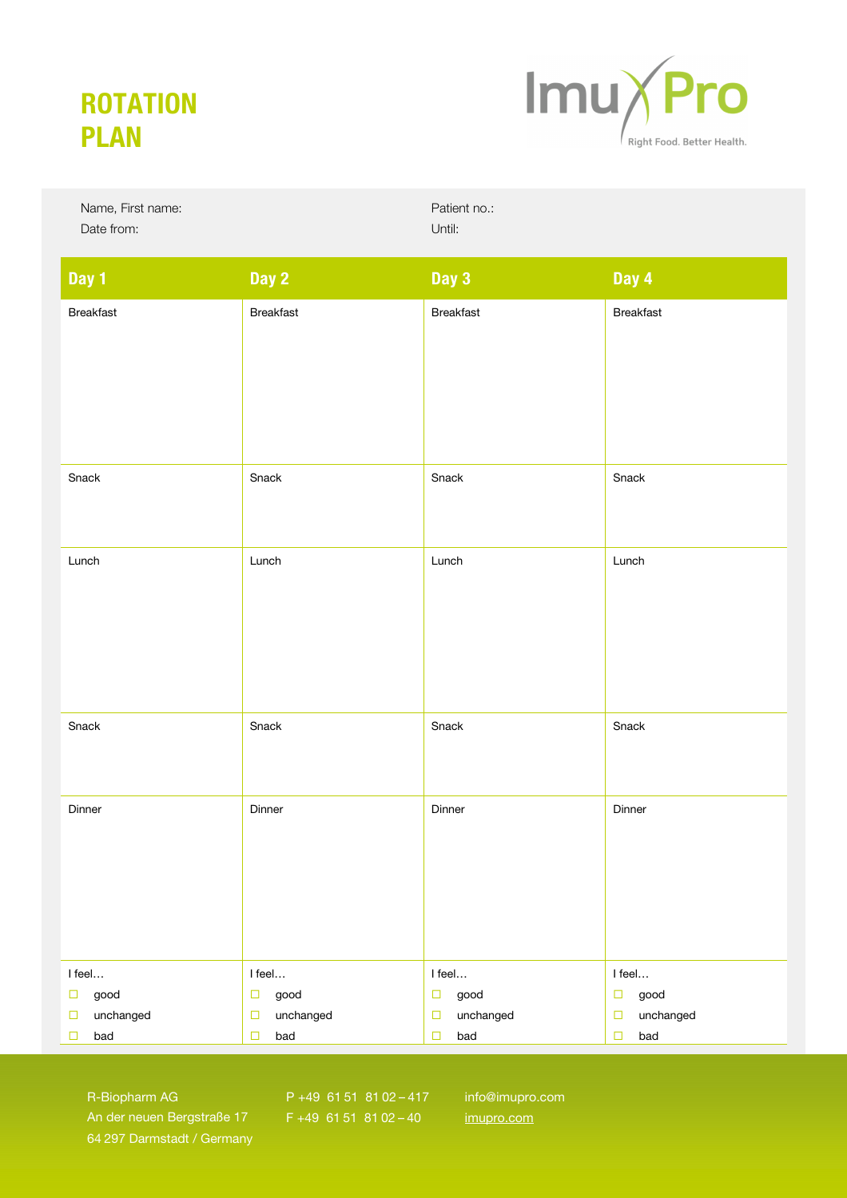# ROTATION PLAN

ImuPro
Right Food. Better Health.

Name, First name:
Date from:

Patient no.:
Until:

| Day 1 | Day 2 | Day 3 | Day 4 |
|---|---|---|---|
| Breakfast | Breakfast | Breakfast | Breakfast |
| Snack | Snack | Snack | Snack |
| Lunch | Lunch | Lunch | Lunch |
| Snack | Snack | Snack | Snack |
| Dinner | Dinner | Dinner | Dinner |
| I feel…<br>☐ good<br>☐ unchanged<br>☐ bad | I feel…<br>☐ good<br>☐ unchanged<br>☐ bad | I feel…<br>☐ good<br>☐ unchanged<br>☐ bad | I feel…<br>☐ good<br>☐ unchanged<br>☐ bad |

R-Biopharm AG
An der neuen Bergstraße 17
64 297 Darmstadt / Germany

P +49 61 51 81 02 – 417
F +49 61 51 81 02 – 40

info@imupro.com
imupro.com